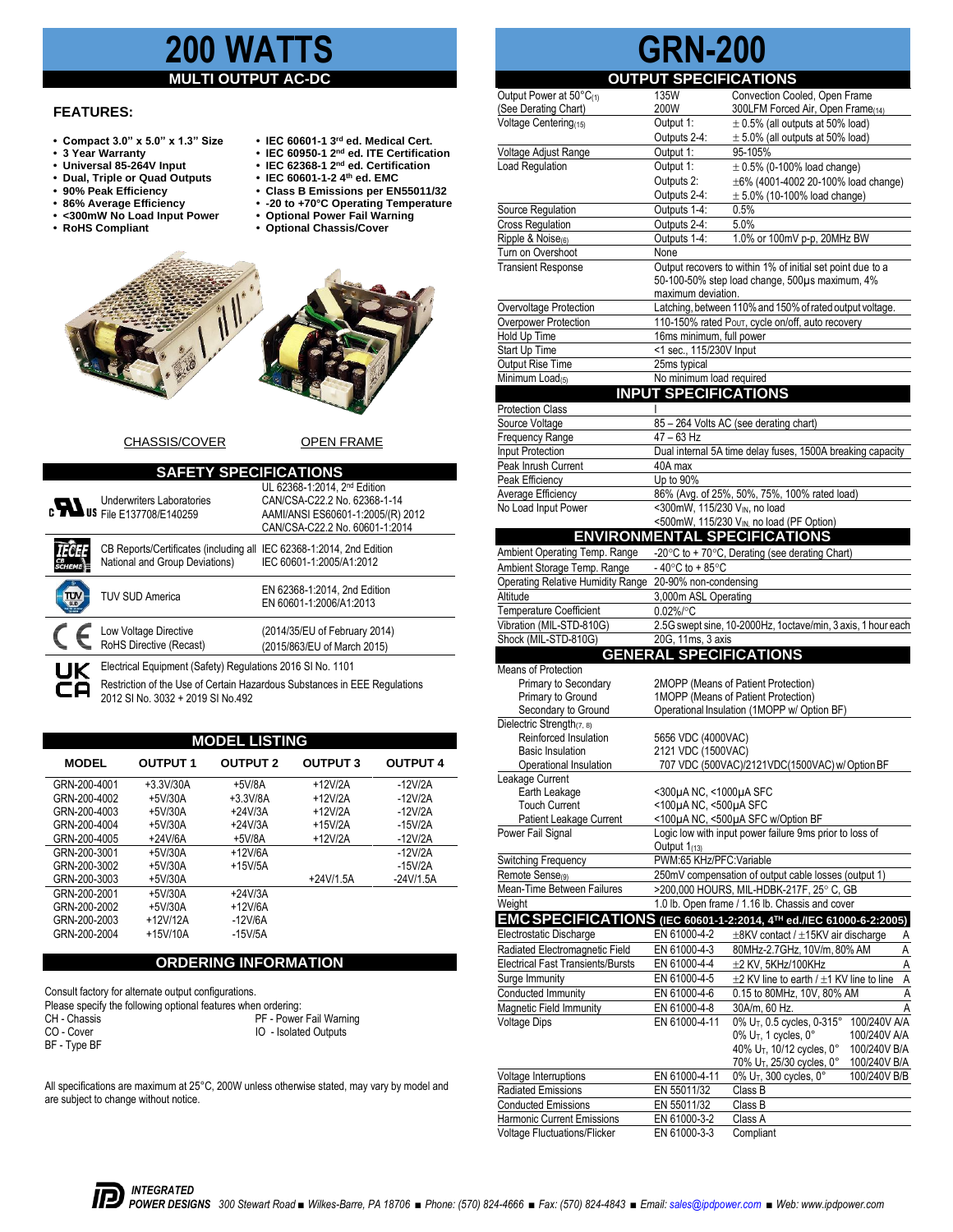# 200 WATTS

## MULTI OUTPUT AC-DC

### FEATURES:

- Compact 3.0" x 5.0" x 1.3" Size
- 3 Year Warranty
- Universal 85-264V Input
- Dual, Triple or Quad Outputs
- 90% Peak Efficiency
- 86% Average Efficiency
- <300mW No Load Input Power
- RoHS Compliant
- IEC 60601-1 3rd ed. Medical Cert.
- IEC 60950-1 2nd ed. ITE Certification
- IEC 62368-1 2nd ed. Certification
- IEC 60601-1-2 4th ed. EMC
- Class B Emissions per EN55011/32
- -20 to +70°C Operating Temperature
- Optional Power Fail Warning
- Optional Chassis/Cover

CHASSIS/COVER　　OPEN FRAME

## SAFETY SPECIFICATIONS

| | | |
|---|---|---|
| Underwriters Laboratories File E137708/E140259 | | UL 62368-1:2014, 2nd Edition<br>CAN/CSA-C22.2 No. 62368-1-14<br>AAMI/ANSI ES60601-1:2005/(R) 2012<br>CAN/CSA-C22.2 No. 60601-1:2014 |
| CB Reports/Certificates (including all National and Group Deviations) | | IEC 62368-1:2014, 2nd Edition<br>IEC 60601-1:2005/A1:2012 |
| TUV SUD America | | EN 62368-1:2014, 2nd Edition<br>EN 60601-1:2006/A1:2013 |
| Low Voltage Directive<br>RoHS Directive (Recast) | | (2014/35/EU of February 2014)<br>(2015/863/EU of March 2015) |
| Electrical Equipment (Safety) Regulations 2016 SI No. 1101<br>Restriction of the Use of Certain Hazardous Substances in EEE Regulations 2012 SI No. 3032 + 2019 SI No.492 | | |

## MODEL LISTING

| MODEL | OUTPUT 1 | OUTPUT 2 | OUTPUT 3 | OUTPUT 4 |
|---|---|---|---|---|
| GRN-200-4001 | +3.3V/30A | +5V/8A | +12V/2A | -12V/2A |
| GRN-200-4002 | +5V/30A | +3.3V/8A | +12V/2A | -12V/2A |
| GRN-200-4003 | +5V/30A | +24V/3A | +12V/2A | -12V/2A |
| GRN-200-4004 | +5V/30A | +24V/3A | +15V/2A | -15V/2A |
| GRN-200-4005 | +24V/6A | +5V/8A | +12V/2A | -12V/2A |
| GRN-200-3001 | +5V/30A | +12V/6A | | -12V/2A |
| GRN-200-3002 | +5V/30A | +15V/5A | | -15V/2A |
| GRN-200-3003 | +5V/30A | | +24V/1.5A | -24V/1.5A |
| GRN-200-2001 | +5V/30A | +24V/3A | | |
| GRN-200-2002 | +5V/30A | +12V/6A | | |
| GRN-200-2003 | +12V/12A | -12V/6A | | |
| GRN-200-2004 | +15V/10A | -15V/5A | | |

## ORDERING INFORMATION

Consult factory for alternate output configurations.
Please specify the following optional features when ordering:
CH - Chassis
CO - Cover
BF - Type BF
PF - Power Fail Warning
IO - Isolated Outputs

All specifications are maximum at 25°C, 200W unless otherwise stated, may vary by model and are subject to change without notice.

# GRN-200

## OUTPUT SPECIFICATIONS

| | | |
|---|---|---|
| Output Power at 50°C(1) (See Derating Chart) | 135W<br>200W | Convection Cooled, Open Frame<br>300LFM Forced Air, Open Frame(14) |
| Voltage Centering(15) | Output 1:<br>Outputs 2-4: | ± 0.5% (all outputs at 50% load)<br>± 5.0% (all outputs at 50% load) |
| Voltage Adjust Range | Output 1: | 95-105% |
| Load Regulation | Output 1:<br>Outputs 2:<br>Outputs 2-4: | ± 0.5% (0-100% load change)<br>±6% (4001-4002 20-100% load change)<br>± 5.0% (10-100% load change) |
| Source Regulation | Outputs 1-4: | 0.5% |
| Cross Regulation | Outputs 2-4: | 5.0% |
| Ripple & Noise(6) | Outputs 1-4: | 1.0% or 100mV p-p, 20MHz BW |
| Turn on Overshoot | None | |
| Transient Response | Output recovers to within 1% of initial set point due to a 50-100-50% step load change, 500µs maximum, 4% maximum deviation. | |
| Overvoltage Protection | Latching, between 110% and 150% of rated output voltage. | |
| Overpower Protection | 110-150% rated $P_{OUT}$, cycle on/off, auto recovery | |
| Hold Up Time | 16ms minimum, full power | |
| Start Up Time | <1 sec., 115/230V Input | |
| Output Rise Time | 25ms typical | |
| Minimum Load(5) | No minimum load required | |

## INPUT SPECIFICATIONS

| | |
|---|---|
| Protection Class | I |
| Source Voltage | 85 – 264 Volts AC (see derating chart) |
| Frequency Range | 47 – 63 Hz |
| Input Protection | Dual internal 5A time delay fuses, 1500A breaking capacity |
| Peak Inrush Current | 40A max |
| Peak Efficiency | Up to 90% |
| Average Efficiency | 86% (Avg. of 25%, 50%, 75%, 100% rated load) |
| No Load Input Power | <300mW, 115/230 $V_{IN}$, no load<br><500mW, 115/230 $V_{IN}$, no load (PF Option) |

## ENVIRONMENTAL SPECIFICATIONS

| | |
|---|---|
| Ambient Operating Temp. Range | -20°C to + 70°C, Derating (see derating Chart) |
| Ambient Storage Temp. Range | - 40°C to + 85°C |
| Operating Relative Humidity Range | 20-90% non-condensing |
| Altitude | 3,000m ASL Operating |
| Temperature Coefficient | 0.02%/°C |
| Vibration (MIL-STD-810G) | 2.5G swept sine, 10-2000Hz, 1octave/min, 3 axis, 1 hour each |
| Shock (MIL-STD-810G) | 20G, 11ms, 3 axis |

## GENERAL SPECIFICATIONS

| | |
|---|---|
| Means of Protection | |
| Primary to Secondary | 2MOPP (Means of Patient Protection) |
| Primary to Ground | 1MOPP (Means of Patient Protection) |
| Secondary to Ground | Operational Insulation (1MOPP w/ Option BF) |
| Dielectric Strength(7, 8) | |
| Reinforced Insulation | 5656 VDC (4000VAC) |
| Basic Insulation | 2121 VDC (1500VAC) |
| Operational Insulation | 707 VDC (500VAC)/2121VDC(1500VAC) w/ Option BF |
| Leakage Current | |
| Earth Leakage | <300µA NC, <1000µA SFC |
| Touch Current | <100µA NC, <500µA SFC |
| Patient Leakage Current | <100µA NC, <500µA SFC w/Option BF |
| Power Fail Signal | Logic low with input power failure 9ms prior to loss of Output 1(13) |
| Switching Frequency | PWM:65 KHz/PFC:Variable |
| Remote Sense(9) | 250mV compensation of output cable losses (output 1) |
| Mean-Time Between Failures | >200,000 HOURS, MIL-HDBK-217F, 25° C, GB |
| Weight | 1.0 lb. Open frame / 1.16 lb. Chassis and cover |

## EMC SPECIFICATIONS (IEC 60601-1-2:2014, 4TH ed./IEC 61000-6-2:2005)

| | | | |
|---|---|---|---|
| Electrostatic Discharge | EN 61000-4-2 | ±8KV contact / ±15KV air discharge | A |
| Radiated Electromagnetic Field | EN 61000-4-3 | 80MHz-2.7GHz, 10V/m, 80% AM | A |
| Electrical Fast Transients/Bursts | EN 61000-4-4 | ±2 KV, 5KHz/100KHz | A |
| Surge Immunity | EN 61000-4-5 | ±2 KV line to earth / ±1 KV line to line | A |
| Conducted Immunity | EN 61000-4-6 | 0.15 to 80MHz, 10V, 80% AM | A |
| Magnetic Field Immunity | EN 61000-4-8 | 30A/m, 60 Hz. | A |
| Voltage Dips | EN 61000-4-11 | 0% $U_T$, 0.5 cycles, 0-315°<br>0% $U_T$, 1 cycles, 0°<br>40% $U_T$, 10/12 cycles, 0°<br>70% $U_T$, 25/30 cycles, 0° | 100/240V A/A<br>100/240V A/A<br>100/240V B/A<br>100/240V B/A |
| Voltage Interruptions | EN 61000-4-11 | 0% $U_T$, 300 cycles, 0° | 100/240V B/B |
| Radiated Emissions | EN 55011/32 | Class B | |
| Conducted Emissions | EN 55011/32 | Class B | |
| Harmonic Current Emissions | EN 61000-3-2 | Class A | |
| Voltage Fluctuations/Flicker | EN 61000-3-3 | Compliant | |

INTEGRATED POWER DESIGNS 300 Stewart Road ■ Wilkes-Barre, PA 18706 ■ Phone: (570) 824-4666 ■ Fax: (570) 824-4843 ■ Email: sales@ipdpower.com ■ Web: www.ipdpower.com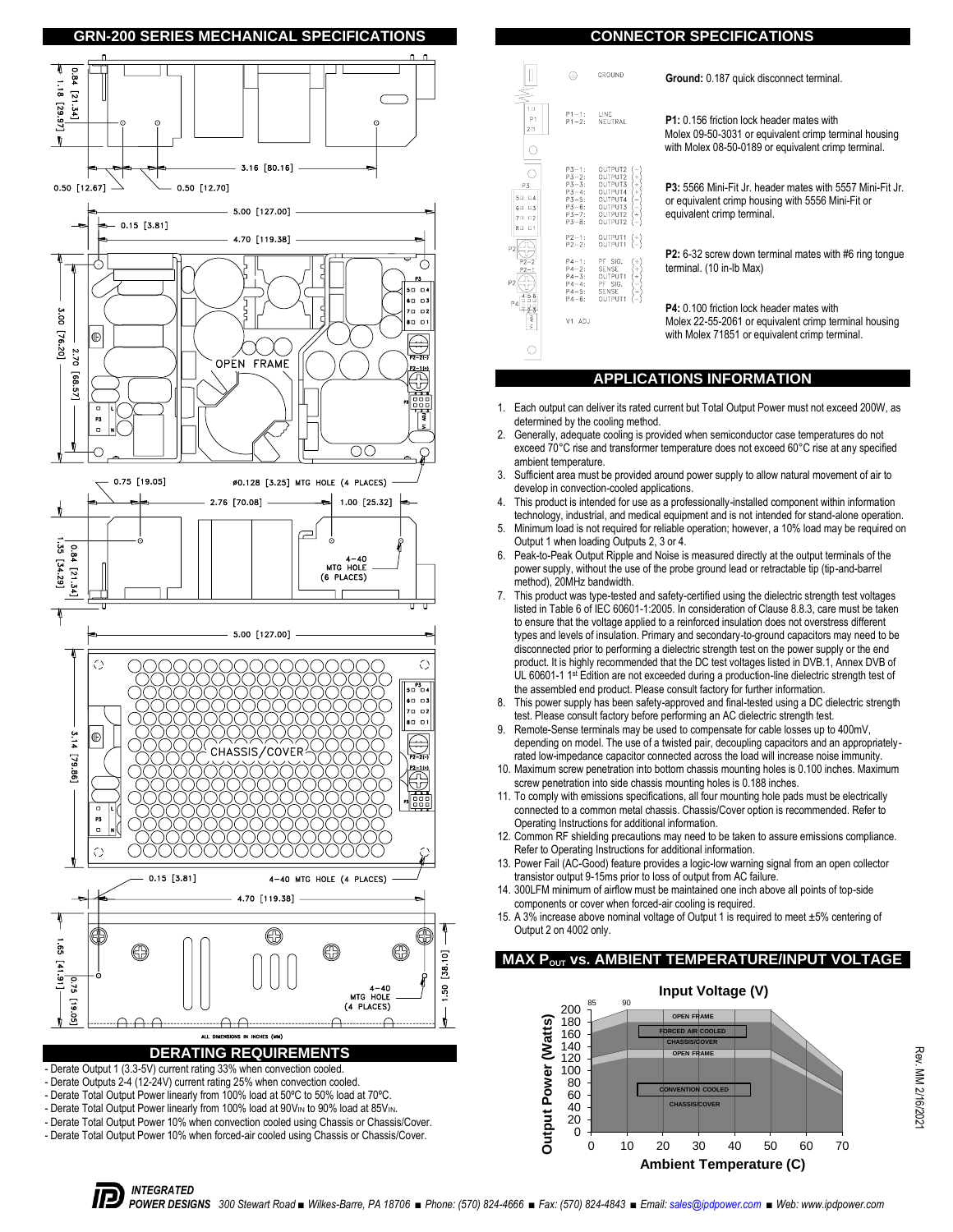## GRN-200 SERIES MECHANICAL SPECIFICATIONS

0.84 [21.34]
1.18 [29.97]
3.16 [80.16]
0.50 [12.67]
0.50 [12.70]
5.00 [127.00]
0.15 [3.81]
4.70 [119.38]
3.00 [76.20]
2.70 [68.57]
OPEN FRAME
0.75 [19.05]
ø0.128 [3.25] MTG HOLE (4 PLACES)
2.76 [70.08]
1.00 [25.32]
1.35 [34.29]
0.84 [21.34]
4-40 MTG HOLE (6 PLACES)
5.00 [127.00]
3.14 [79.86]
CHASSIS/COVER
0.15 [3.81]
4-40 MTG HOLE (4 PLACES)
4.70 [119.38]
1.65 [41.91]
0.75 [19.05]
1.50 [38.10]
4-40 MTG HOLE (4 PLACES)
ALL DIMENSIONS IN INCHES (MM)

## DERATING REQUIREMENTS

- Derate Output 1 (3.3-5V) current rating 33% when convection cooled.
- Derate Outputs 2-4 (12-24V) current rating 25% when convection cooled.
- Derate Total Output Power linearly from 100% load at 50ºC to 50% load at 70ºC.
- Derate Total Output Power linearly from 100% load at $90V_{IN}$ to 90% load at $85V_{IN}$.
- Derate Total Output Power 10% when convection cooled using Chassis or Chassis/Cover.
- Derate Total Output Power 10% when forced-air cooled using Chassis or Chassis/Cover.

## CONNECTOR SPECIFICATIONS

GROUND
P1-1: LINE
P1-2: NEUTRAL
P3-1: OUTPUT2 (-)
P3-2: OUTPUT2 (+)
P3-3: OUTPUT3 (+)
P3-4: OUTPUT4 (+)
P3-5: OUTPUT4 (-)
P3-6: OUTPUT3 (-)
P3-7: OUTPUT2 (+)
P3-8: OUTPUT2 (-)
P2-1: OUTPUT1 (+)
P2-2: OUTPUT1 (-)
P4-1: PF SIG. (+)
P4-2: SENSE (+)
P4-3: OUTPUT1 (+)
P4-4: PF SIG. (-)
P4-5: SENSE (-)
P4-6: OUTPUT1 (-)
V1 ADJ

**Ground:** 0.187 quick disconnect terminal.

**P1:** 0.156 friction lock header mates with Molex 09-50-3031 or equivalent crimp terminal housing with Molex 08-50-0189 or equivalent crimp terminal.

**P3:** 5566 Mini-Fit Jr. header mates with 5557 Mini-Fit Jr. or equivalent crimp housing with 5556 Mini-Fit or equivalent crimp terminal.

**P2:** 6-32 screw down terminal mates with #6 ring tongue terminal. (10 in-lb Max)

**P4:** 0.100 friction lock header mates with Molex 22-55-2061 or equivalent crimp terminal housing with Molex 71851 or equivalent crimp terminal.

## APPLICATIONS INFORMATION

1. Each output can deliver its rated current but Total Output Power must not exceed 200W, as determined by the cooling method.
2. Generally, adequate cooling is provided when semiconductor case temperatures do not exceed 70°C rise and transformer temperature does not exceed 60°C rise at any specified ambient temperature.
3. Sufficient area must be provided around power supply to allow natural movement of air to develop in convection-cooled applications.
4. This product is intended for use as a professionally-installed component within information technology, industrial, and medical equipment and is not intended for stand-alone operation.
5. Minimum load is not required for reliable operation; however, a 10% load may be required on Output 1 when loading Outputs 2, 3 or 4.
6. Peak-to-Peak Output Ripple and Noise is measured directly at the output terminals of the power supply, without the use of the probe ground lead or retractable tip (tip-and-barrel method), 20MHz bandwidth.
7. This product was type-tested and safety-certified using the dielectric strength test voltages listed in Table 6 of IEC 60601-1:2005. In consideration of Clause 8.8.3, care must be taken to ensure that the voltage applied to a reinforced insulation does not overstress different types and levels of insulation. Primary and secondary-to-ground capacitors may need to be disconnected prior to performing a dielectric strength test on the power supply or the end product. It is highly recommended that the DC test voltages listed in DVB.1, Annex DVB of UL 60601-1 1st Edition are not exceeded during a production-line dielectric strength test of the assembled end product. Please consult factory for further information.
8. This power supply has been safety-approved and final-tested using a DC dielectric strength test. Please consult factory before performing an AC dielectric strength test.
9. Remote-Sense terminals may be used to compensate for cable losses up to 400mV, depending on model. The use of a twisted pair, decoupling capacitors and an appropriately-rated low-impedance capacitor connected across the load will increase noise immunity.
10. Maximum screw penetration into bottom chassis mounting holes is 0.100 inches. Maximum screw penetration into side chassis mounting holes is 0.188 inches.
11. To comply with emissions specifications, all four mounting hole pads must be electrically connected to a common metal chassis. Chassis/Cover option is recommended. Refer to Operating Instructions for additional information.
12. Common RF shielding precautions may need to be taken to assure emissions compliance. Refer to Operating Instructions for additional information.
13. Power Fail (AC-Good) feature provides a logic-low warning signal from an open collector transistor output 9-15ms prior to loss of output from AC failure.
14. 300LFM minimum of airflow must be maintained one inch above all points of top-side components or cover when forced-air cooling is required.
15. A 3% increase above nominal voltage of Output 1 is required to meet ±5% centering of Output 2 on 4002 only.

## MAX $P_{OUT}$ vs. AMBIENT TEMPERATURE/INPUT VOLTAGE

Input Voltage (V)
85
90
Output Power (Watts)
200
180
160
140
120
100
80
60
40
20
0
OPEN FRAME
FORCED AIR COOLED
CHASSIS/COVER
OPEN FRAME
CONVENTION COOLED
CHASSIS/COVER
0 10 20 30 40 50 60 70
Ambient Temperature (C)

Rev. MM 2/16/2021

*INTEGRATED POWER DESIGNS* 300 Stewart Road ■ Wilkes-Barre, PA 18706 ■ Phone: (570) 824-4666 ■ Fax: (570) 824-4843 ■ Email: sales@ipdpower.com ■ Web: www.ipdpower.com